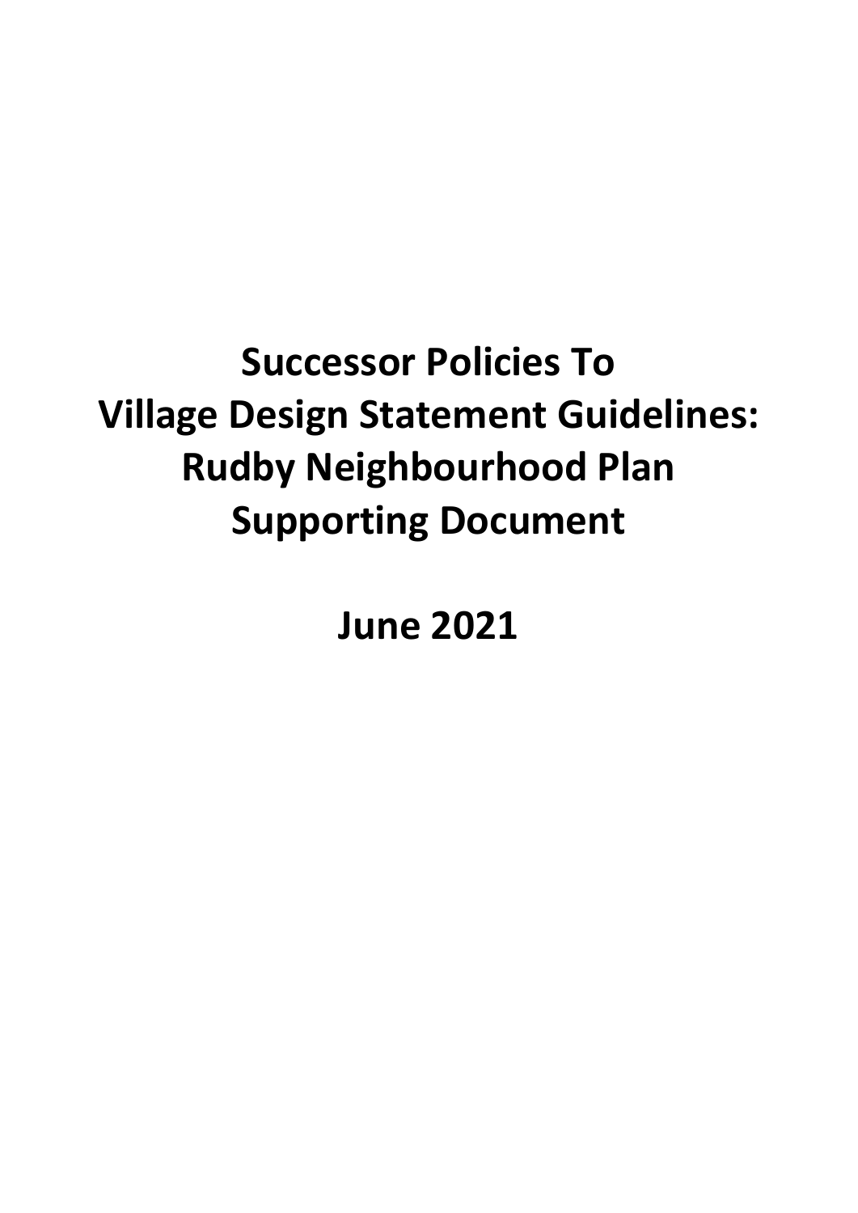# Successor Policies To Village Design Statement Guidelines: Rudby Neighbourhood Plan Supporting Document

## June 2021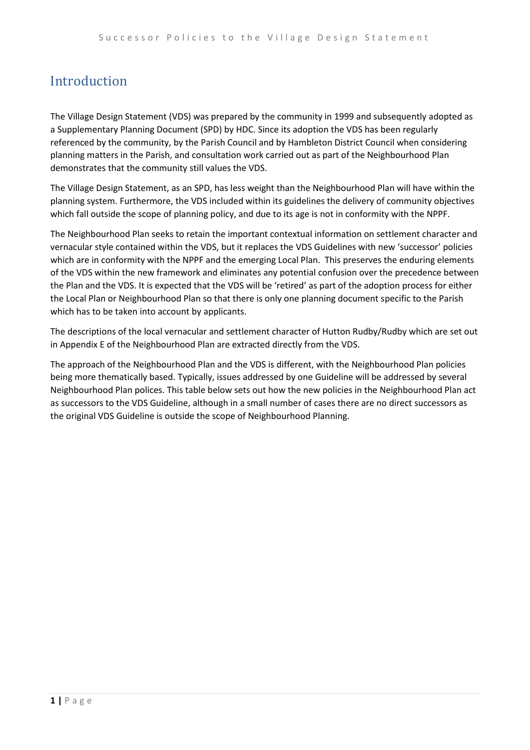# Introduction

The Village Design Statement (VDS) was prepared by the community in 1999 and subsequently adopted as a Supplementary Planning Document (SPD) by HDC. Since its adoption the VDS has been regularly referenced by the community, by the Parish Council and by Hambleton District Council when considering planning matters in the Parish, and consultation work carried out as part of the Neighbourhood Plan demonstrates that the community still values the VDS.

The Village Design Statement, as an SPD, has less weight than the Neighbourhood Plan will have within the planning system. Furthermore, the VDS included within its guidelines the delivery of community objectives which fall outside the scope of planning policy, and due to its age is not in conformity with the NPPF.

The Neighbourhood Plan seeks to retain the important contextual information on settlement character and vernacular style contained within the VDS, but it replaces the VDS Guidelines with new 'successor' policies which are in conformity with the NPPF and the emerging Local Plan. This preserves the enduring elements of the VDS within the new framework and eliminates any potential confusion over the precedence between the Plan and the VDS. It is expected that the VDS will be 'retired' as part of the adoption process for either the Local Plan or Neighbourhood Plan so that there is only one planning document specific to the Parish which has to be taken into account by applicants.

The descriptions of the local vernacular and settlement character of Hutton Rudby/Rudby which are set out in Appendix E of the Neighbourhood Plan are extracted directly from the VDS.

The approach of the Neighbourhood Plan and the VDS is different, with the Neighbourhood Plan policies being more thematically based. Typically, issues addressed by one Guideline will be addressed by several Neighbourhood Plan polices. This table below sets out how the new policies in the Neighbourhood Plan act as successors to the VDS Guideline, although in a small number of cases there are no direct successors as the original VDS Guideline is outside the scope of Neighbourhood Planning.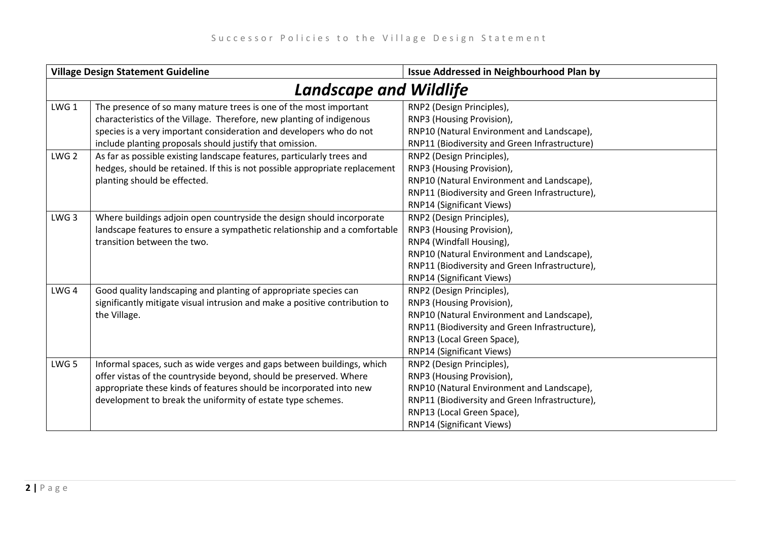| Village Design Statement Guideline | | Issue Addressed in Neighbourhood Plan by |
|---|---|---|
| ***Landscape and Wildlife*** | | |
| LWG 1 | The presence of so many mature trees is one of the most important characteristics of the Village. Therefore, new planting of indigenous species is a very important consideration and developers who do not include planting proposals should justify that omission. | RNP2 (Design Principles), RNP3 (Housing Provision), RNP10 (Natural Environment and Landscape), RNP11 (Biodiversity and Green Infrastructure) |
| LWG 2 | As far as possible existing landscape features, particularly trees and hedges, should be retained. If this is not possible appropriate replacement planting should be effected. | RNP2 (Design Principles), RNP3 (Housing Provision), RNP10 (Natural Environment and Landscape), RNP11 (Biodiversity and Green Infrastructure), RNP14 (Significant Views) |
| LWG 3 | Where buildings adjoin open countryside the design should incorporate landscape features to ensure a sympathetic relationship and a comfortable transition between the two. | RNP2 (Design Principles), RNP3 (Housing Provision), RNP4 (Windfall Housing), RNP10 (Natural Environment and Landscape), RNP11 (Biodiversity and Green Infrastructure), RNP14 (Significant Views) |
| LWG 4 | Good quality landscaping and planting of appropriate species can significantly mitigate visual intrusion and make a positive contribution to the Village. | RNP2 (Design Principles), RNP3 (Housing Provision), RNP10 (Natural Environment and Landscape), RNP11 (Biodiversity and Green Infrastructure), RNP13 (Local Green Space), RNP14 (Significant Views) |
| LWG 5 | Informal spaces, such as wide verges and gaps between buildings, which offer vistas of the countryside beyond, should be preserved. Where appropriate these kinds of features should be incorporated into new development to break the uniformity of estate type schemes. | RNP2 (Design Principles), RNP3 (Housing Provision), RNP10 (Natural Environment and Landscape), RNP11 (Biodiversity and Green Infrastructure), RNP13 (Local Green Space), RNP14 (Significant Views) |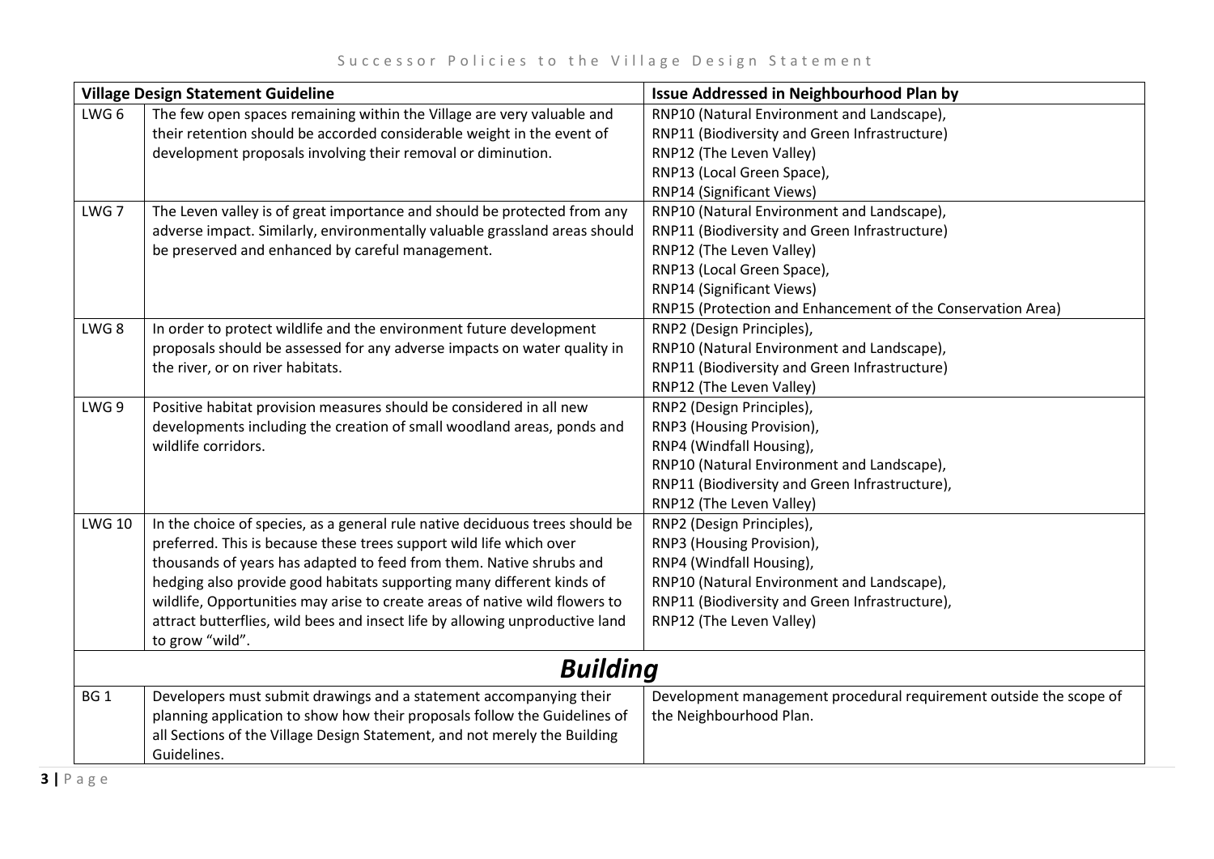| Village Design Statement Guideline | | Issue Addressed in Neighbourhood Plan by |
|---|---|---|
| LWG 6 | The few open spaces remaining within the Village are very valuable and their retention should be accorded considerable weight in the event of development proposals involving their removal or diminution. | RNP10 (Natural Environment and Landscape),<br>RNP11 (Biodiversity and Green Infrastructure)<br>RNP12 (The Leven Valley)<br>RNP13 (Local Green Space),<br>RNP14 (Significant Views) |
| LWG 7 | The Leven valley is of great importance and should be protected from any adverse impact. Similarly, environmentally valuable grassland areas should be preserved and enhanced by careful management. | RNP10 (Natural Environment and Landscape),<br>RNP11 (Biodiversity and Green Infrastructure)<br>RNP12 (The Leven Valley)<br>RNP13 (Local Green Space),<br>RNP14 (Significant Views)<br>RNP15 (Protection and Enhancement of the Conservation Area) |
| LWG 8 | In order to protect wildlife and the environment future development proposals should be assessed for any adverse impacts on water quality in the river, or on river habitats. | RNP2 (Design Principles),<br>RNP10 (Natural Environment and Landscape),<br>RNP11 (Biodiversity and Green Infrastructure)<br>RNP12 (The Leven Valley) |
| LWG 9 | Positive habitat provision measures should be considered in all new developments including the creation of small woodland areas, ponds and wildlife corridors. | RNP2 (Design Principles),<br>RNP3 (Housing Provision),<br>RNP4 (Windfall Housing),<br>RNP10 (Natural Environment and Landscape),<br>RNP11 (Biodiversity and Green Infrastructure),<br>RNP12 (The Leven Valley) |
| LWG 10 | In the choice of species, as a general rule native deciduous trees should be preferred. This is because these trees support wild life which over thousands of years has adapted to feed from them. Native shrubs and hedging also provide good habitats supporting many different kinds of wildlife, Opportunities may arise to create areas of native wild flowers to attract butterflies, wild bees and insect life by allowing unproductive land to grow "wild". | RNP2 (Design Principles),<br>RNP3 (Housing Provision),<br>RNP4 (Windfall Housing),<br>RNP10 (Natural Environment and Landscape),<br>RNP11 (Biodiversity and Green Infrastructure),<br>RNP12 (The Leven Valley) |
| ***Building*** | | |
| BG 1 | Developers must submit drawings and a statement accompanying their planning application to show how their proposals follow the Guidelines of all Sections of the Village Design Statement, and not merely the Building Guidelines. | Development management procedural requirement outside the scope of the Neighbourhood Plan. |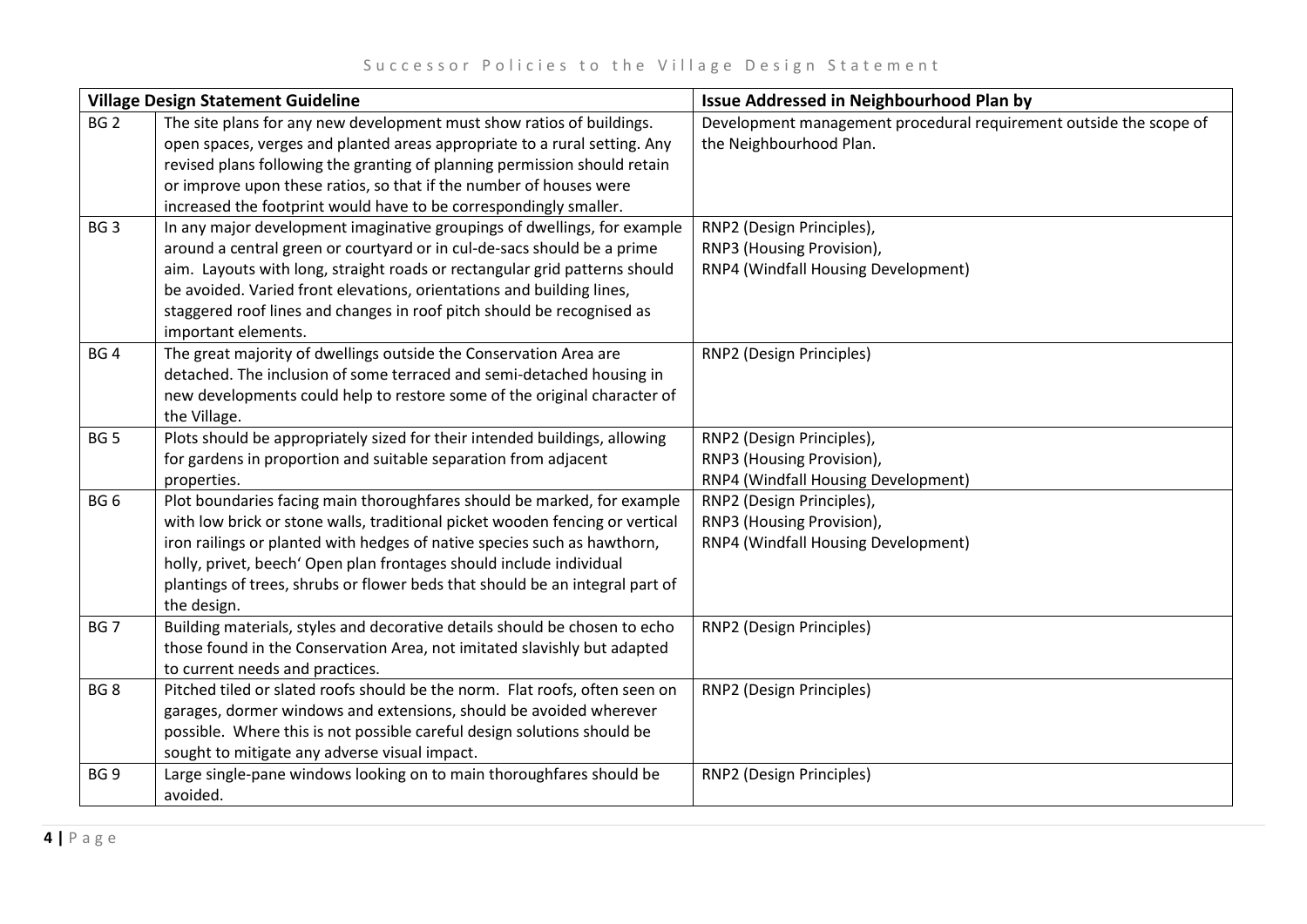| Village Design Statement Guideline | | Issue Addressed in Neighbourhood Plan by |
|---|---|---|
| BG 2 | The site plans for any new development must show ratios of buildings. open spaces, verges and planted areas appropriate to a rural setting. Any revised plans following the granting of planning permission should retain or improve upon these ratios, so that if the number of houses were increased the footprint would have to be correspondingly smaller. | Development management procedural requirement outside the scope of the Neighbourhood Plan. |
| BG 3 | In any major development imaginative groupings of dwellings, for example around a central green or courtyard or in cul-de-sacs should be a prime aim. Layouts with long, straight roads or rectangular grid patterns should be avoided. Varied front elevations, orientations and building lines, staggered roof lines and changes in roof pitch should be recognised as important elements. | RNP2 (Design Principles),<br>RNP3 (Housing Provision),<br>RNP4 (Windfall Housing Development) |
| BG 4 | The great majority of dwellings outside the Conservation Area are detached. The inclusion of some terraced and semi-detached housing in new developments could help to restore some of the original character of the Village. | RNP2 (Design Principles) |
| BG 5 | Plots should be appropriately sized for their intended buildings, allowing for gardens in proportion and suitable separation from adjacent properties. | RNP2 (Design Principles),<br>RNP3 (Housing Provision),<br>RNP4 (Windfall Housing Development) |
| BG 6 | Plot boundaries facing main thoroughfares should be marked, for example with low brick or stone walls, traditional picket wooden fencing or vertical iron railings or planted with hedges of native species such as hawthorn, holly, privet, beech' Open plan frontages should include individual plantings of trees, shrubs or flower beds that should be an integral part of the design. | RNP2 (Design Principles),<br>RNP3 (Housing Provision),<br>RNP4 (Windfall Housing Development) |
| BG 7 | Building materials, styles and decorative details should be chosen to echo those found in the Conservation Area, not imitated slavishly but adapted to current needs and practices. | RNP2 (Design Principles) |
| BG 8 | Pitched tiled or slated roofs should be the norm. Flat roofs, often seen on garages, dormer windows and extensions, should be avoided wherever possible. Where this is not possible careful design solutions should be sought to mitigate any adverse visual impact. | RNP2 (Design Principles) |
| BG 9 | Large single-pane windows looking on to main thoroughfares should be avoided. | RNP2 (Design Principles) |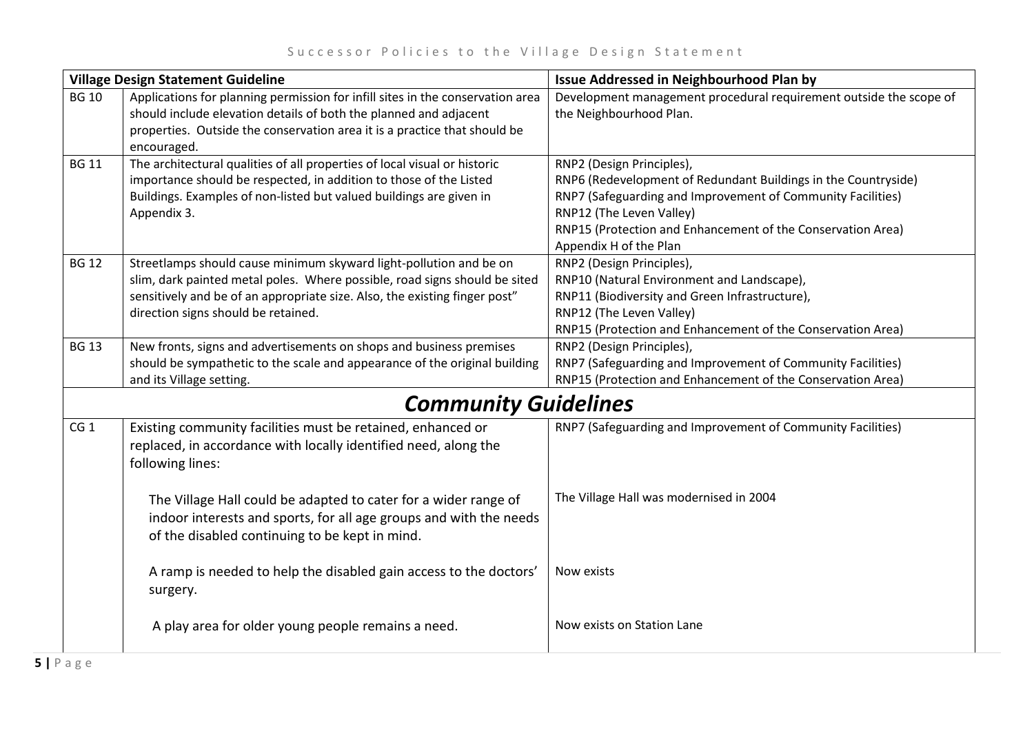| Village Design Statement Guideline | | Issue Addressed in Neighbourhood Plan by |
|---|---|---|
| BG 10 | Applications for planning permission for infill sites in the conservation area should include elevation details of both the planned and adjacent properties. Outside the conservation area it is a practice that should be encouraged. | Development management procedural requirement outside the scope of the Neighbourhood Plan. |
| BG 11 | The architectural qualities of all properties of local visual or historic importance should be respected, in addition to those of the Listed Buildings. Examples of non-listed but valued buildings are given in Appendix 3. | RNP2 (Design Principles),<br>RNP6 (Redevelopment of Redundant Buildings in the Countryside)<br>RNP7 (Safeguarding and Improvement of Community Facilities)<br>RNP12 (The Leven Valley)<br>RNP15 (Protection and Enhancement of the Conservation Area)<br>Appendix H of the Plan |
| BG 12 | Streetlamps should cause minimum skyward light-pollution and be on slim, dark painted metal poles. Where possible, road signs should be sited sensitively and be of an appropriate size. Also, the existing finger post" direction signs should be retained. | RNP2 (Design Principles),<br>RNP10 (Natural Environment and Landscape),<br>RNP11 (Biodiversity and Green Infrastructure),<br>RNP12 (The Leven Valley)<br>RNP15 (Protection and Enhancement of the Conservation Area) |
| BG 13 | New fronts, signs and advertisements on shops and business premises should be sympathetic to the scale and appearance of the original building and its Village setting. | RNP2 (Design Principles),<br>RNP7 (Safeguarding and Improvement of Community Facilities)<br>RNP15 (Protection and Enhancement of the Conservation Area) |
| ***Community Guidelines*** | | |
| CG 1 | Existing community facilities must be retained, enhanced or replaced, in accordance with locally identified need, along the following lines: | RNP7 (Safeguarding and Improvement of Community Facilities) |
| | The Village Hall could be adapted to cater for a wider range of indoor interests and sports, for all age groups and with the needs of the disabled continuing to be kept in mind. | The Village Hall was modernised in 2004 |
| | A ramp is needed to help the disabled gain access to the doctors' surgery. | Now exists |
| | A play area for older young people remains a need. | Now exists on Station Lane |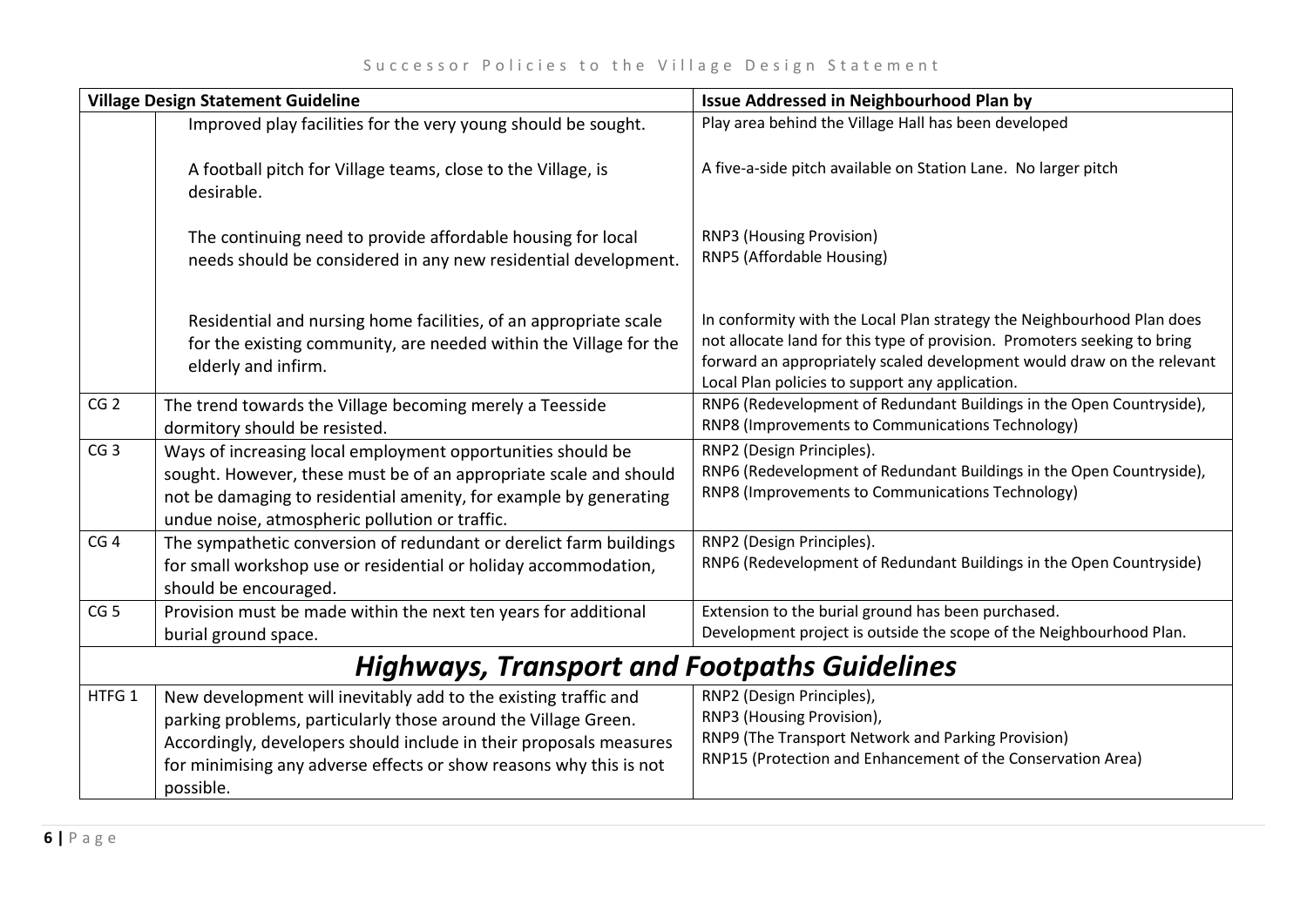| Village Design Statement Guideline | | Issue Addressed in Neighbourhood Plan by |
|---|---|---|
| | Improved play facilities for the very young should be sought.<br><br>A football pitch for Village teams, close to the Village, is desirable.<br><br>The continuing need to provide affordable housing for local needs should be considered in any new residential development.<br><br>Residential and nursing home facilities, of an appropriate scale for the existing community, are needed within the Village for the elderly and infirm. | Play area behind the Village Hall has been developed<br><br>A five-a-side pitch available on Station Lane. No larger pitch<br><br>RNP3 (Housing Provision)<br>RNP5 (Affordable Housing)<br><br>In conformity with the Local Plan strategy the Neighbourhood Plan does not allocate land for this type of provision. Promoters seeking to bring forward an appropriately scaled development would draw on the relevant Local Plan policies to support any application. |
| CG 2 | The trend towards the Village becoming merely a Teesside dormitory should be resisted. | RNP6 (Redevelopment of Redundant Buildings in the Open Countryside),<br>RNP8 (Improvements to Communications Technology) |
| CG 3 | Ways of increasing local employment opportunities should be sought. However, these must be of an appropriate scale and should not be damaging to residential amenity, for example by generating undue noise, atmospheric pollution or traffic. | RNP2 (Design Principles).<br>RNP6 (Redevelopment of Redundant Buildings in the Open Countryside),<br>RNP8 (Improvements to Communications Technology) |
| CG 4 | The sympathetic conversion of redundant or derelict farm buildings for small workshop use or residential or holiday accommodation, should be encouraged. | RNP2 (Design Principles).<br>RNP6 (Redevelopment of Redundant Buildings in the Open Countryside) |
| CG 5 | Provision must be made within the next ten years for additional burial ground space. | Extension to the burial ground has been purchased.<br>Development project is outside the scope of the Neighbourhood Plan. |
| ***Highways, Transport and Footpaths Guidelines*** | | |
| HTFG 1 | New development will inevitably add to the existing traffic and parking problems, particularly those around the Village Green. Accordingly, developers should include in their proposals measures for minimising any adverse effects or show reasons why this is not possible. | RNP2 (Design Principles),<br>RNP3 (Housing Provision),<br>RNP9 (The Transport Network and Parking Provision)<br>RNP15 (Protection and Enhancement of the Conservation Area) |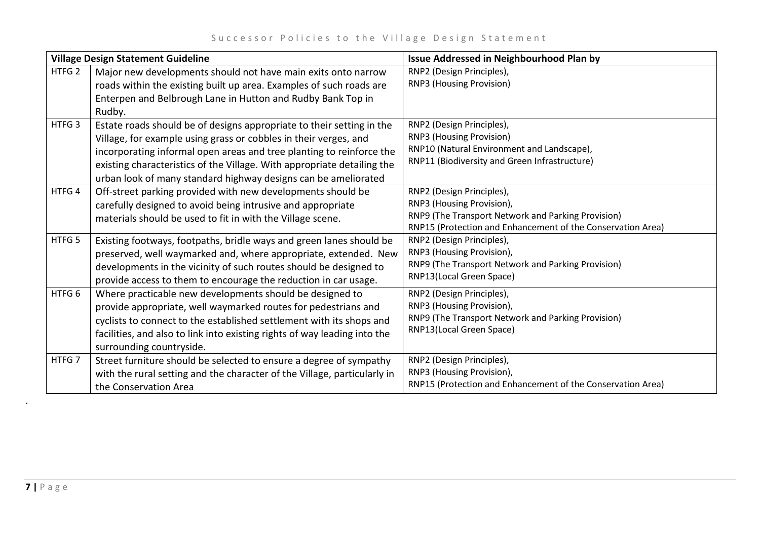| Village Design Statement Guideline | | Issue Addressed in Neighbourhood Plan by |
|---|---|---|
| HTFG 2 | Major new developments should not have main exits onto narrow roads within the existing built up area. Examples of such roads are Enterpen and Belbrough Lane in Hutton and Rudby Bank Top in Rudby. | RNP2 (Design Principles), RNP3 (Housing Provision) |
| HTFG 3 | Estate roads should be of designs appropriate to their setting in the Village, for example using grass or cobbles in their verges, and incorporating informal open areas and tree planting to reinforce the existing characteristics of the Village. With appropriate detailing the urban look of many standard highway designs can be ameliorated | RNP2 (Design Principles), RNP3 (Housing Provision) RNP10 (Natural Environment and Landscape), RNP11 (Biodiversity and Green Infrastructure) |
| HTFG 4 | Off-street parking provided with new developments should be carefully designed to avoid being intrusive and appropriate materials should be used to fit in with the Village scene. | RNP2 (Design Principles), RNP3 (Housing Provision), RNP9 (The Transport Network and Parking Provision) RNP15 (Protection and Enhancement of the Conservation Area) |
| HTFG 5 | Existing footways, footpaths, bridle ways and green lanes should be preserved, well waymarked and, where appropriate, extended. New developments in the vicinity of such routes should be designed to provide access to them to encourage the reduction in car usage. | RNP2 (Design Principles), RNP3 (Housing Provision), RNP9 (The Transport Network and Parking Provision) RNP13(Local Green Space) |
| HTFG 6 | Where practicable new developments should be designed to provide appropriate, well waymarked routes for pedestrians and cyclists to connect to the established settlement with its shops and facilities, and also to link into existing rights of way leading into the surrounding countryside. | RNP2 (Design Principles), RNP3 (Housing Provision), RNP9 (The Transport Network and Parking Provision) RNP13(Local Green Space) |
| HTFG 7 | Street furniture should be selected to ensure a degree of sympathy with the rural setting and the character of the Village, particularly in the Conservation Area | RNP2 (Design Principles), RNP3 (Housing Provision), RNP15 (Protection and Enhancement of the Conservation Area) |

.